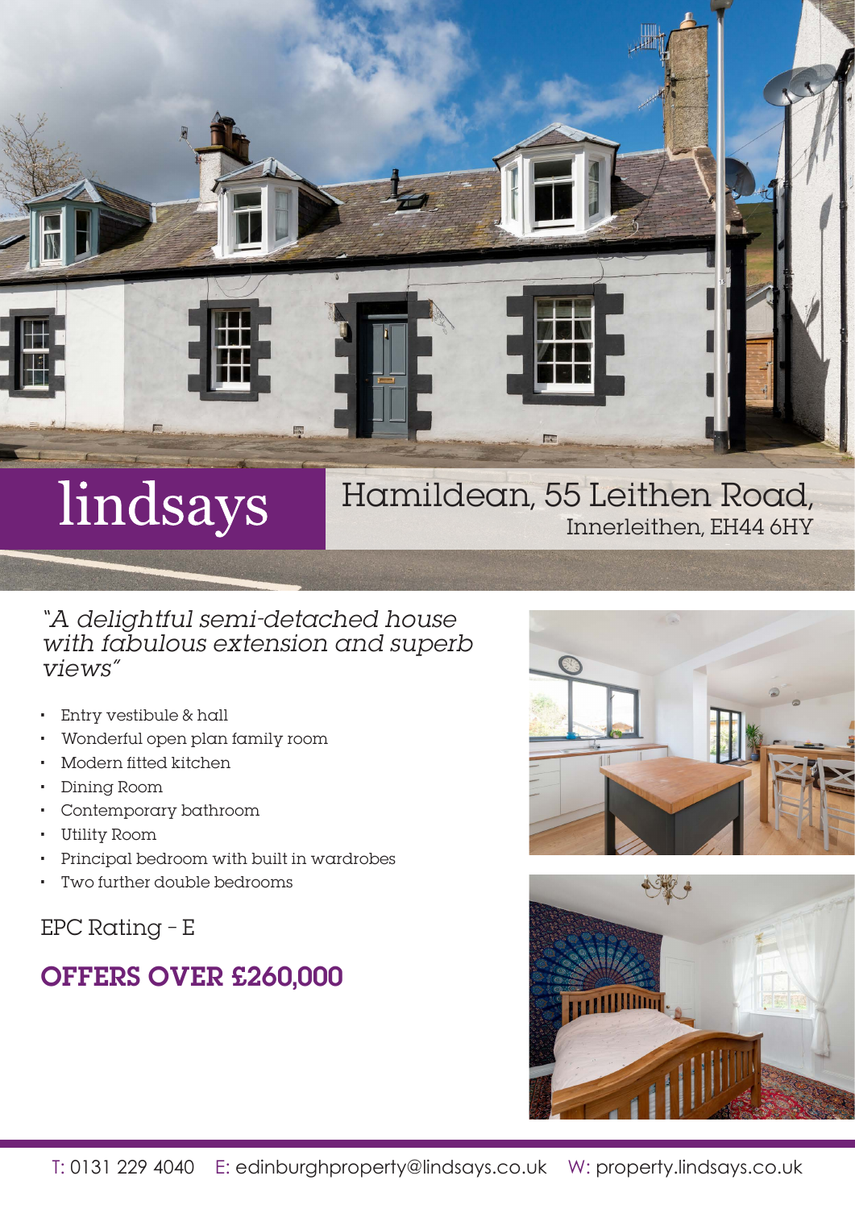lindsays

# Hamildean, 55 Leithen Road,
## Innerleithen, EH44 6HY

*"A delightful semi-detached house with fabulous extension and superb views"*

- Entry vestibule & hall
- Wonderful open plan family room
- Modern fitted kitchen
- Dining Room
- Contemporary bathroom
- Utility Room
- Principal bedroom with built in wardrobes
- Two further double bedrooms

EPC Rating - E

**OFFERS OVER £260,000**

T: 0131 229 4040 E: edinburghproperty@lindsays.co.uk W: property.lindsays.co.uk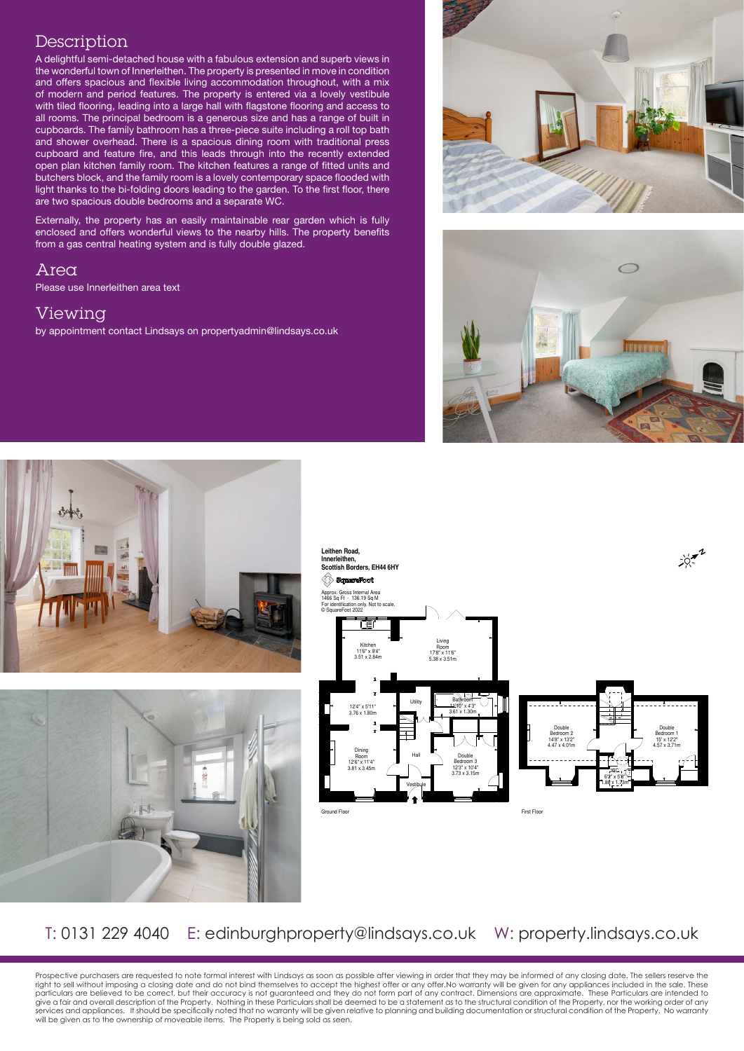## Description

A delightful semi-detached house with a fabulous extension and superb views in the wonderful town of Innerleithen. The property is presented in move in condition and offers spacious and flexible living accommodation throughout, with a mix of modern and period features. The property is entered via a lovely vestibule with tiled flooring, leading into a large hall with flagstone flooring and access to all rooms. The principal bedroom is a generous size and has a range of built in cupboards. The family bathroom has a three-piece suite including a roll top bath and shower overhead. There is a spacious dining room with traditional press cupboard and feature fire, and this leads through into the recently extended open plan kitchen family room. The kitchen features a range of fitted units and butchers block, and the family room is a lovely contemporary space flooded with light thanks to the bi-folding doors leading to the garden. To the first floor, there are two spacious double bedrooms and a separate WC.

Externally, the property has an easily maintainable rear garden which is fully enclosed and offers wonderful views to the nearby hills. The property benefits from a gas central heating system and is fully double glazed.

## Area

Please use Innerleithen area text

## Viewing

by appointment contact Lindsays on propertyadmin@lindsays.co.uk

**Leithen Road, Innerleithen, Scottish Borders, EH44 6HY**

SquareFoot

Approx. Gross Internal Area
1466 Sq Ft - 136.19 Sq M
For identification only. Not to scale.
© SquareFoot 2022

Kitchen
11'6" x 9'4"
3.51 x 2.84m

Living Room
17'8" x 11'6"
5.38 x 3.51m

12'4" x 5'11"
3.76 x 1.80m

Utility

Bathroom
11'10" x 4'3"
3.61 x 1.30m

Dining Room
12'6" x 11'4"
3.81 x 3.45m

Hall

Double Bedroom 3
12'3" x 10'4"
3.73 x 3.15m

Vestibule

Ground Floor

Double Bedroom 2
14'8" x 13'2"
4.47 x 4.01m

Double Bedroom 1
15' x 12'2"
4.57 x 3.71m

WC
6'2" x 5'8"
1.88 x 1.73m

First Floor

T: 0131 229 4040 E: edinburghproperty@lindsays.co.uk W: property.lindsays.co.uk

Prospective purchasers are requested to note formal interest with Lindsays as soon as possible after viewing in order that they may be informed of any closing date. The sellers reserve the right to sell without imposing a closing date and do not bind themselves to accept the highest offer or any offer.No warranty will be given for any appliances included in the sale. These particulars are believed to be correct, but their accuracy is not guaranteed and they do not form part of any contract. Dimensions are approximate. These Particulars are intended to give a fair and overall description of the Property. Nothing in these Particulars shall be deemed to be a statement as to the structural condition of the Property, nor the working order of any services and appliances. It should be specifically noted that no warranty will be given relative to planning and building documentation or structural condition of the Property. No warranty will be given as to the ownership of moveable items. The Property is being sold as seen.